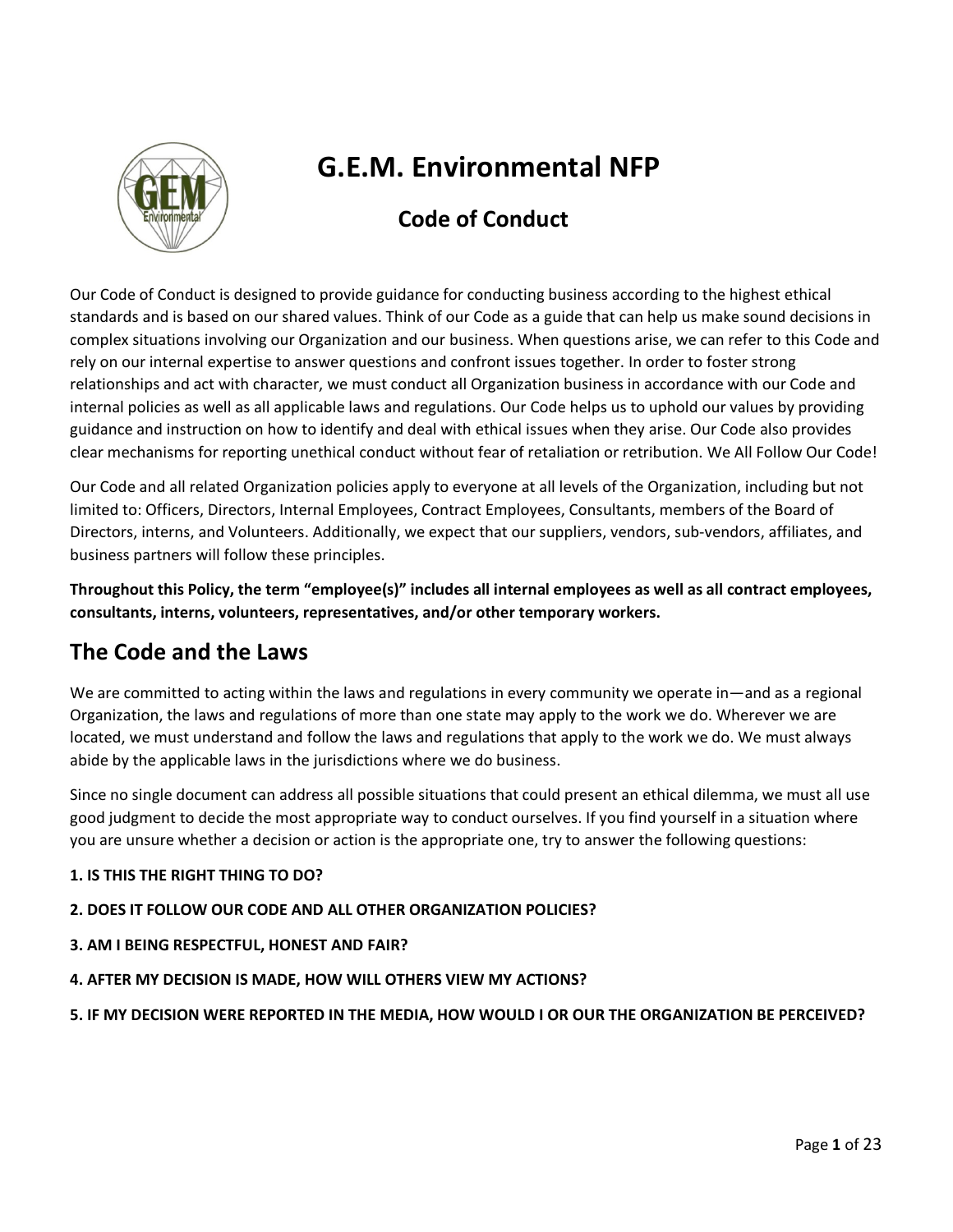# G.E.M. Environmental NFP

## Code of Conduct

Our Code of Conduct is designed to provide guidance for conducting business according to the highest ethical standards and is based on our shared values. Think of our Code as a guide that can help us make sound decisions in complex situations involving our Organization and our business. When questions arise, we can refer to this Code and rely on our internal expertise to answer questions and confront issues together. In order to foster strong relationships and act with character, we must conduct all Organization business in accordance with our Code and internal policies as well as all applicable laws and regulations. Our Code helps us to uphold our values by providing guidance and instruction on how to identify and deal with ethical issues when they arise. Our Code also provides clear mechanisms for reporting unethical conduct without fear of retaliation or retribution. We All Follow Our Code!

Our Code and all related Organization policies apply to everyone at all levels of the Organization, including but not limited to: Officers, Directors, Internal Employees, Contract Employees, Consultants, members of the Board of Directors, interns, and Volunteers. Additionally, we expect that our suppliers, vendors, sub-vendors, affiliates, and business partners will follow these principles.

**Throughout this Policy, the term "employee(s)" includes all internal employees as well as all contract employees, consultants, interns, volunteers, representatives, and/or other temporary workers.**

## The Code and the Laws

We are committed to acting within the laws and regulations in every community we operate in—and as a regional Organization, the laws and regulations of more than one state may apply to the work we do. Wherever we are located, we must understand and follow the laws and regulations that apply to the work we do. We must always abide by the applicable laws in the jurisdictions where we do business.

Since no single document can address all possible situations that could present an ethical dilemma, we must all use good judgment to decide the most appropriate way to conduct ourselves. If you find yourself in a situation where you are unsure whether a decision or action is the appropriate one, try to answer the following questions:

**1. IS THIS THE RIGHT THING TO DO?**

**2. DOES IT FOLLOW OUR CODE AND ALL OTHER ORGANIZATION POLICIES?**

**3. AM I BEING RESPECTFUL, HONEST AND FAIR?**

**4. AFTER MY DECISION IS MADE, HOW WILL OTHERS VIEW MY ACTIONS?**

**5. IF MY DECISION WERE REPORTED IN THE MEDIA, HOW WOULD I OR OUR THE ORGANIZATION BE PERCEIVED?**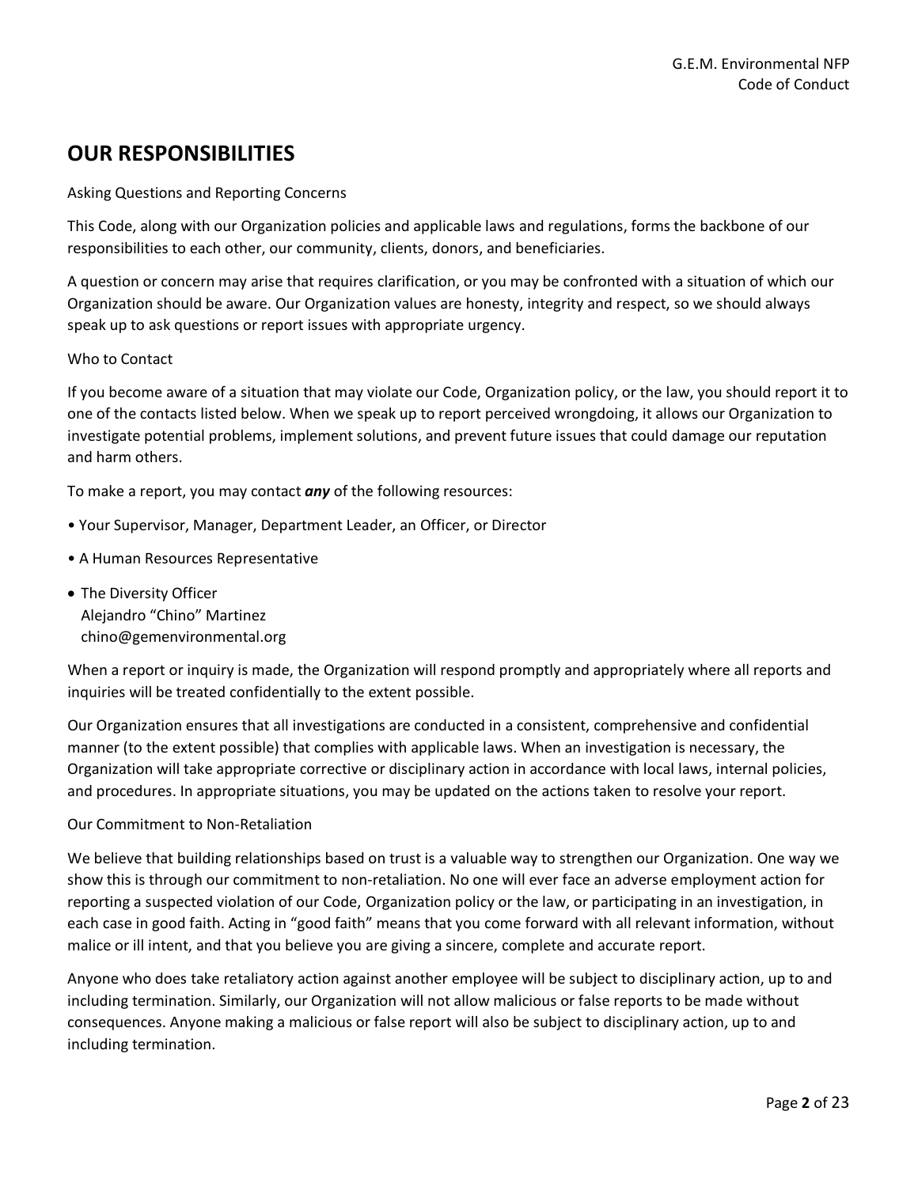## OUR RESPONSIBILITIES

Asking Questions and Reporting Concerns

This Code, along with our Organization policies and applicable laws and regulations, forms the backbone of our responsibilities to each other, our community, clients, donors, and beneficiaries.

A question or concern may arise that requires clarification, or you may be confronted with a situation of which our Organization should be aware. Our Organization values are honesty, integrity and respect, so we should always speak up to ask questions or report issues with appropriate urgency.

Who to Contact

If you become aware of a situation that may violate our Code, Organization policy, or the law, you should report it to one of the contacts listed below. When we speak up to report perceived wrongdoing, it allows our Organization to investigate potential problems, implement solutions, and prevent future issues that could damage our reputation and harm others.

To make a report, you may contact ***any*** of the following resources:

- Your Supervisor, Manager, Department Leader, an Officer, or Director
- A Human Resources Representative
- The Diversity Officer
  Alejandro "Chino" Martinez
  chino@gemenvironmental.org

When a report or inquiry is made, the Organization will respond promptly and appropriately where all reports and inquiries will be treated confidentially to the extent possible.

Our Organization ensures that all investigations are conducted in a consistent, comprehensive and confidential manner (to the extent possible) that complies with applicable laws. When an investigation is necessary, the Organization will take appropriate corrective or disciplinary action in accordance with local laws, internal policies, and procedures. In appropriate situations, you may be updated on the actions taken to resolve your report.

Our Commitment to Non-Retaliation

We believe that building relationships based on trust is a valuable way to strengthen our Organization. One way we show this is through our commitment to non-retaliation. No one will ever face an adverse employment action for reporting a suspected violation of our Code, Organization policy or the law, or participating in an investigation, in each case in good faith. Acting in "good faith" means that you come forward with all relevant information, without malice or ill intent, and that you believe you are giving a sincere, complete and accurate report.

Anyone who does take retaliatory action against another employee will be subject to disciplinary action, up to and including termination. Similarly, our Organization will not allow malicious or false reports to be made without consequences. Anyone making a malicious or false report will also be subject to disciplinary action, up to and including termination.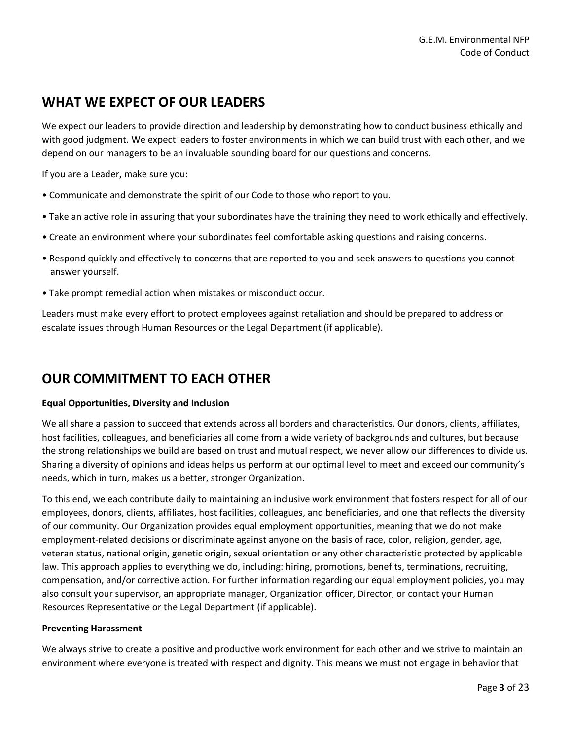## WHAT WE EXPECT OF OUR LEADERS

We expect our leaders to provide direction and leadership by demonstrating how to conduct business ethically and with good judgment. We expect leaders to foster environments in which we can build trust with each other, and we depend on our managers to be an invaluable sounding board for our questions and concerns.

If you are a Leader, make sure you:

- Communicate and demonstrate the spirit of our Code to those who report to you.
- Take an active role in assuring that your subordinates have the training they need to work ethically and effectively.
- Create an environment where your subordinates feel comfortable asking questions and raising concerns.
- Respond quickly and effectively to concerns that are reported to you and seek answers to questions you cannot answer yourself.
- Take prompt remedial action when mistakes or misconduct occur.

Leaders must make every effort to protect employees against retaliation and should be prepared to address or escalate issues through Human Resources or the Legal Department (if applicable).

## OUR COMMITMENT TO EACH OTHER

**Equal Opportunities, Diversity and Inclusion**

We all share a passion to succeed that extends across all borders and characteristics. Our donors, clients, affiliates, host facilities, colleagues, and beneficiaries all come from a wide variety of backgrounds and cultures, but because the strong relationships we build are based on trust and mutual respect, we never allow our differences to divide us. Sharing a diversity of opinions and ideas helps us perform at our optimal level to meet and exceed our community's needs, which in turn, makes us a better, stronger Organization.

To this end, we each contribute daily to maintaining an inclusive work environment that fosters respect for all of our employees, donors, clients, affiliates, host facilities, colleagues, and beneficiaries, and one that reflects the diversity of our community. Our Organization provides equal employment opportunities, meaning that we do not make employment-related decisions or discriminate against anyone on the basis of race, color, religion, gender, age, veteran status, national origin, genetic origin, sexual orientation or any other characteristic protected by applicable law. This approach applies to everything we do, including: hiring, promotions, benefits, terminations, recruiting, compensation, and/or corrective action. For further information regarding our equal employment policies, you may also consult your supervisor, an appropriate manager, Organization officer, Director, or contact your Human Resources Representative or the Legal Department (if applicable).

**Preventing Harassment**

We always strive to create a positive and productive work environment for each other and we strive to maintain an environment where everyone is treated with respect and dignity. This means we must not engage in behavior that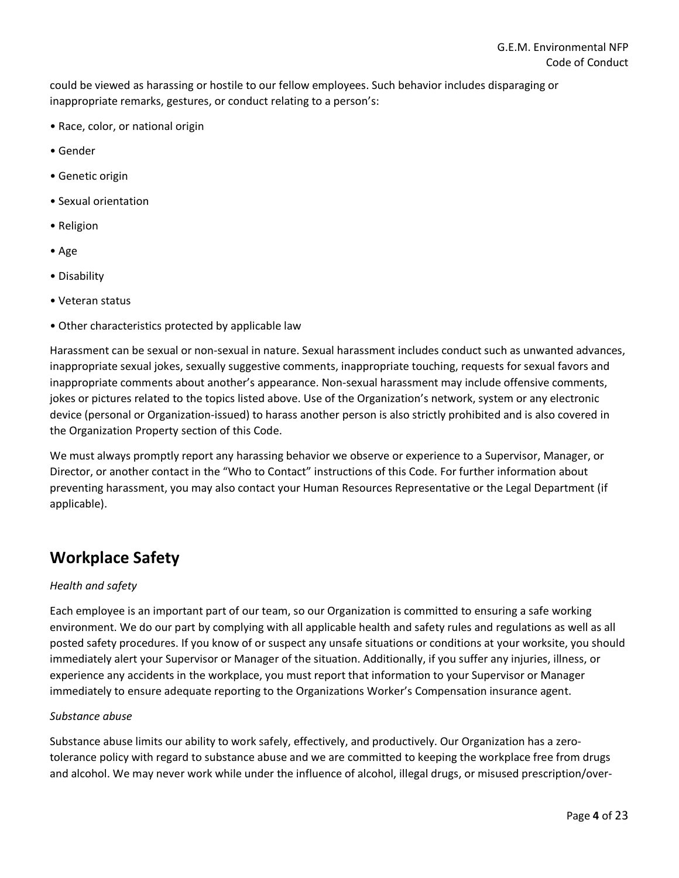could be viewed as harassing or hostile to our fellow employees. Such behavior includes disparaging or inappropriate remarks, gestures, or conduct relating to a person's:

- Race, color, or national origin
- Gender
- Genetic origin
- Sexual orientation
- Religion
- Age
- Disability
- Veteran status
- Other characteristics protected by applicable law

Harassment can be sexual or non-sexual in nature. Sexual harassment includes conduct such as unwanted advances, inappropriate sexual jokes, sexually suggestive comments, inappropriate touching, requests for sexual favors and inappropriate comments about another's appearance. Non-sexual harassment may include offensive comments, jokes or pictures related to the topics listed above. Use of the Organization's network, system or any electronic device (personal or Organization-issued) to harass another person is also strictly prohibited and is also covered in the Organization Property section of this Code.

We must always promptly report any harassing behavior we observe or experience to a Supervisor, Manager, or Director, or another contact in the "Who to Contact" instructions of this Code. For further information about preventing harassment, you may also contact your Human Resources Representative or the Legal Department (if applicable).

## Workplace Safety

*Health and safety*

Each employee is an important part of our team, so our Organization is committed to ensuring a safe working environment. We do our part by complying with all applicable health and safety rules and regulations as well as all posted safety procedures. If you know of or suspect any unsafe situations or conditions at your worksite, you should immediately alert your Supervisor or Manager of the situation. Additionally, if you suffer any injuries, illness, or experience any accidents in the workplace, you must report that information to your Supervisor or Manager immediately to ensure adequate reporting to the Organizations Worker's Compensation insurance agent.

*Substance abuse*

Substance abuse limits our ability to work safely, effectively, and productively. Our Organization has a zero-tolerance policy with regard to substance abuse and we are committed to keeping the workplace free from drugs and alcohol. We may never work while under the influence of alcohol, illegal drugs, or misused prescription/over-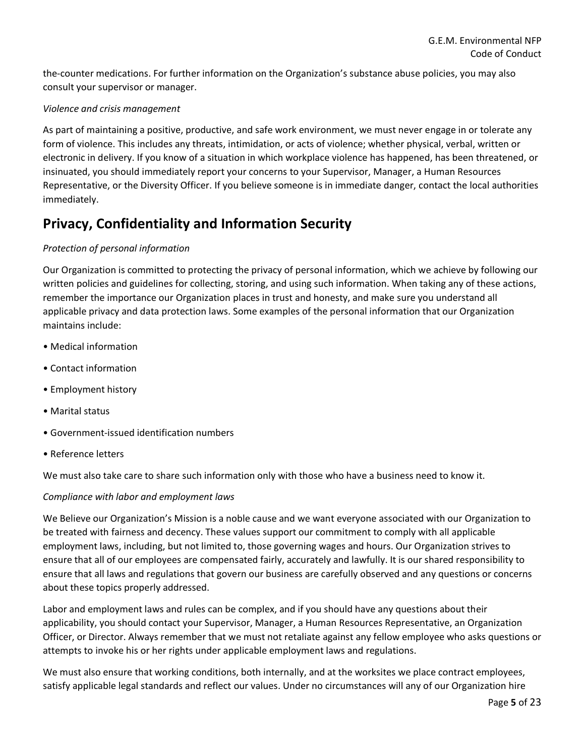the-counter medications. For further information on the Organization's substance abuse policies, you may also consult your supervisor or manager.

*Violence and crisis management*

As part of maintaining a positive, productive, and safe work environment, we must never engage in or tolerate any form of violence. This includes any threats, intimidation, or acts of violence; whether physical, verbal, written or electronic in delivery. If you know of a situation in which workplace violence has happened, has been threatened, or insinuated, you should immediately report your concerns to your Supervisor, Manager, a Human Resources Representative, or the Diversity Officer. If you believe someone is in immediate danger, contact the local authorities immediately.

## Privacy, Confidentiality and Information Security

*Protection of personal information*

Our Organization is committed to protecting the privacy of personal information, which we achieve by following our written policies and guidelines for collecting, storing, and using such information. When taking any of these actions, remember the importance our Organization places in trust and honesty, and make sure you understand all applicable privacy and data protection laws. Some examples of the personal information that our Organization maintains include:

- Medical information
- Contact information
- Employment history
- Marital status
- Government-issued identification numbers
- Reference letters

We must also take care to share such information only with those who have a business need to know it.

*Compliance with labor and employment laws*

We Believe our Organization's Mission is a noble cause and we want everyone associated with our Organization to be treated with fairness and decency. These values support our commitment to comply with all applicable employment laws, including, but not limited to, those governing wages and hours. Our Organization strives to ensure that all of our employees are compensated fairly, accurately and lawfully. It is our shared responsibility to ensure that all laws and regulations that govern our business are carefully observed and any questions or concerns about these topics properly addressed.

Labor and employment laws and rules can be complex, and if you should have any questions about their applicability, you should contact your Supervisor, Manager, a Human Resources Representative, an Organization Officer, or Director. Always remember that we must not retaliate against any fellow employee who asks questions or attempts to invoke his or her rights under applicable employment laws and regulations.

We must also ensure that working conditions, both internally, and at the worksites we place contract employees, satisfy applicable legal standards and reflect our values. Under no circumstances will any of our Organization hire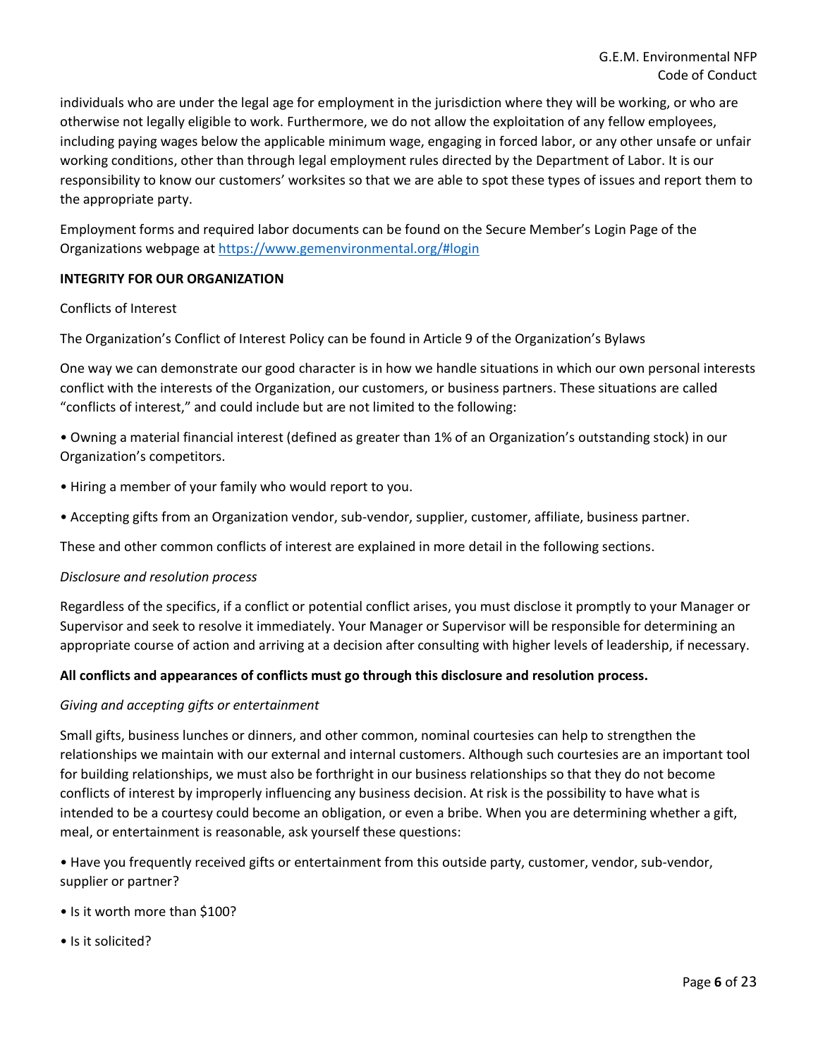individuals who are under the legal age for employment in the jurisdiction where they will be working, or who are otherwise not legally eligible to work. Furthermore, we do not allow the exploitation of any fellow employees, including paying wages below the applicable minimum wage, engaging in forced labor, or any other unsafe or unfair working conditions, other than through legal employment rules directed by the Department of Labor. It is our responsibility to know our customers' worksites so that we are able to spot these types of issues and report them to the appropriate party.

Employment forms and required labor documents can be found on the Secure Member's Login Page of the Organizations webpage at https://www.gemenvironmental.org/#login

**INTEGRITY FOR OUR ORGANIZATION**

Conflicts of Interest

The Organization's Conflict of Interest Policy can be found in Article 9 of the Organization's Bylaws

One way we can demonstrate our good character is in how we handle situations in which our own personal interests conflict with the interests of the Organization, our customers, or business partners. These situations are called "conflicts of interest," and could include but are not limited to the following:

• Owning a material financial interest (defined as greater than 1% of an Organization's outstanding stock) in our Organization's competitors.

• Hiring a member of your family who would report to you.

• Accepting gifts from an Organization vendor, sub-vendor, supplier, customer, affiliate, business partner.

These and other common conflicts of interest are explained in more detail in the following sections.

*Disclosure and resolution process*

Regardless of the specifics, if a conflict or potential conflict arises, you must disclose it promptly to your Manager or Supervisor and seek to resolve it immediately. Your Manager or Supervisor will be responsible for determining an appropriate course of action and arriving at a decision after consulting with higher levels of leadership, if necessary.

**All conflicts and appearances of conflicts must go through this disclosure and resolution process.**

*Giving and accepting gifts or entertainment*

Small gifts, business lunches or dinners, and other common, nominal courtesies can help to strengthen the relationships we maintain with our external and internal customers. Although such courtesies are an important tool for building relationships, we must also be forthright in our business relationships so that they do not become conflicts of interest by improperly influencing any business decision. At risk is the possibility to have what is intended to be a courtesy could become an obligation, or even a bribe. When you are determining whether a gift, meal, or entertainment is reasonable, ask yourself these questions:

• Have you frequently received gifts or entertainment from this outside party, customer, vendor, sub-vendor, supplier or partner?

• Is it worth more than $100?

• Is it solicited?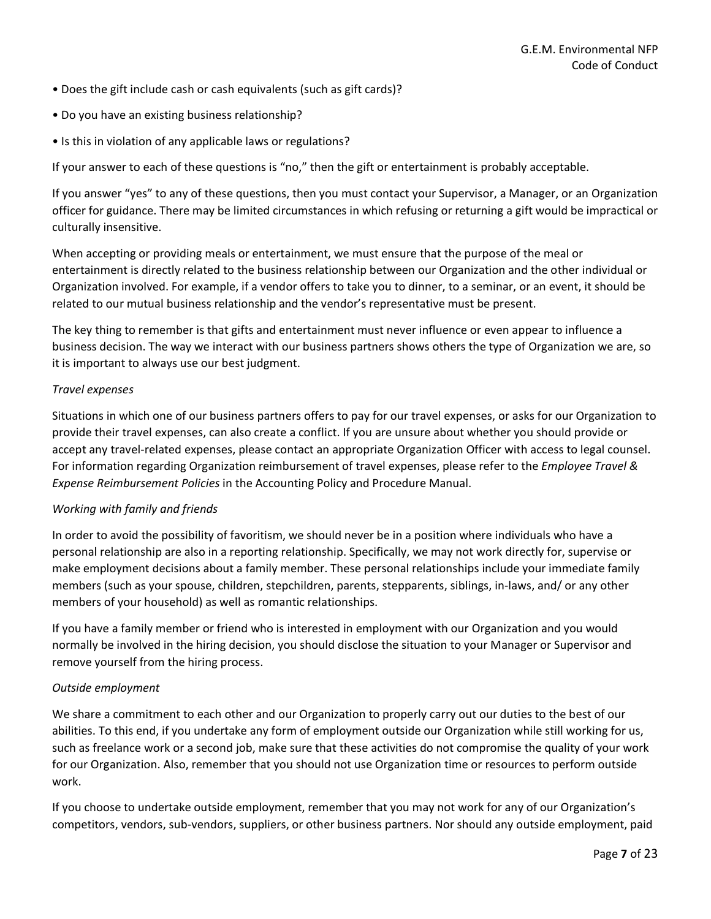- Does the gift include cash or cash equivalents (such as gift cards)?
- Do you have an existing business relationship?
- Is this in violation of any applicable laws or regulations?

If your answer to each of these questions is "no," then the gift or entertainment is probably acceptable.

If you answer "yes" to any of these questions, then you must contact your Supervisor, a Manager, or an Organization officer for guidance. There may be limited circumstances in which refusing or returning a gift would be impractical or culturally insensitive.

When accepting or providing meals or entertainment, we must ensure that the purpose of the meal or entertainment is directly related to the business relationship between our Organization and the other individual or Organization involved. For example, if a vendor offers to take you to dinner, to a seminar, or an event, it should be related to our mutual business relationship and the vendor's representative must be present.

The key thing to remember is that gifts and entertainment must never influence or even appear to influence a business decision. The way we interact with our business partners shows others the type of Organization we are, so it is important to always use our best judgment.

*Travel expenses*

Situations in which one of our business partners offers to pay for our travel expenses, or asks for our Organization to provide their travel expenses, can also create a conflict. If you are unsure about whether you should provide or accept any travel-related expenses, please contact an appropriate Organization Officer with access to legal counsel. For information regarding Organization reimbursement of travel expenses, please refer to the *Employee Travel & Expense Reimbursement Policies* in the Accounting Policy and Procedure Manual.

*Working with family and friends*

In order to avoid the possibility of favoritism, we should never be in a position where individuals who have a personal relationship are also in a reporting relationship. Specifically, we may not work directly for, supervise or make employment decisions about a family member. These personal relationships include your immediate family members (such as your spouse, children, stepchildren, parents, stepparents, siblings, in-laws, and/ or any other members of your household) as well as romantic relationships.

If you have a family member or friend who is interested in employment with our Organization and you would normally be involved in the hiring decision, you should disclose the situation to your Manager or Supervisor and remove yourself from the hiring process.

*Outside employment*

We share a commitment to each other and our Organization to properly carry out our duties to the best of our abilities. To this end, if you undertake any form of employment outside our Organization while still working for us, such as freelance work or a second job, make sure that these activities do not compromise the quality of your work for our Organization. Also, remember that you should not use Organization time or resources to perform outside work.

If you choose to undertake outside employment, remember that you may not work for any of our Organization's competitors, vendors, sub-vendors, suppliers, or other business partners. Nor should any outside employment, paid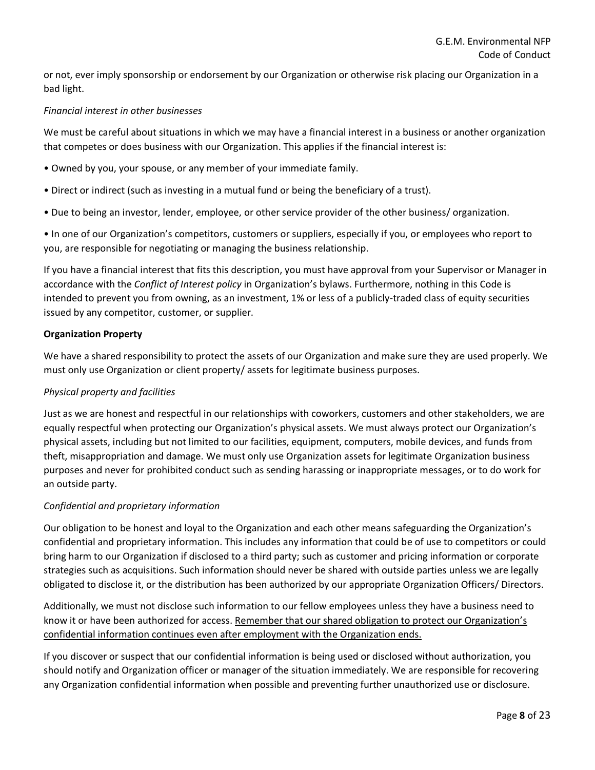or not, ever imply sponsorship or endorsement by our Organization or otherwise risk placing our Organization in a bad light.

*Financial interest in other businesses*

We must be careful about situations in which we may have a financial interest in a business or another organization that competes or does business with our Organization. This applies if the financial interest is:

- Owned by you, your spouse, or any member of your immediate family.
- Direct or indirect (such as investing in a mutual fund or being the beneficiary of a trust).
- Due to being an investor, lender, employee, or other service provider of the other business/ organization.
- In one of our Organization's competitors, customers or suppliers, especially if you, or employees who report to you, are responsible for negotiating or managing the business relationship.

If you have a financial interest that fits this description, you must have approval from your Supervisor or Manager in accordance with the *Conflict of Interest policy* in Organization's bylaws. Furthermore, nothing in this Code is intended to prevent you from owning, as an investment, 1% or less of a publicly-traded class of equity securities issued by any competitor, customer, or supplier.

**Organization Property**

We have a shared responsibility to protect the assets of our Organization and make sure they are used properly. We must only use Organization or client property/ assets for legitimate business purposes.

*Physical property and facilities*

Just as we are honest and respectful in our relationships with coworkers, customers and other stakeholders, we are equally respectful when protecting our Organization's physical assets. We must always protect our Organization's physical assets, including but not limited to our facilities, equipment, computers, mobile devices, and funds from theft, misappropriation and damage. We must only use Organization assets for legitimate Organization business purposes and never for prohibited conduct such as sending harassing or inappropriate messages, or to do work for an outside party.

*Confidential and proprietary information*

Our obligation to be honest and loyal to the Organization and each other means safeguarding the Organization's confidential and proprietary information. This includes any information that could be of use to competitors or could bring harm to our Organization if disclosed to a third party; such as customer and pricing information or corporate strategies such as acquisitions. Such information should never be shared with outside parties unless we are legally obligated to disclose it, or the distribution has been authorized by our appropriate Organization Officers/ Directors.

Additionally, we must not disclose such information to our fellow employees unless they have a business need to know it or have been authorized for access. <u>Remember that our shared obligation to protect our Organization's confidential information continues even after employment with the Organization ends.</u>

If you discover or suspect that our confidential information is being used or disclosed without authorization, you should notify and Organization officer or manager of the situation immediately. We are responsible for recovering any Organization confidential information when possible and preventing further unauthorized use or disclosure.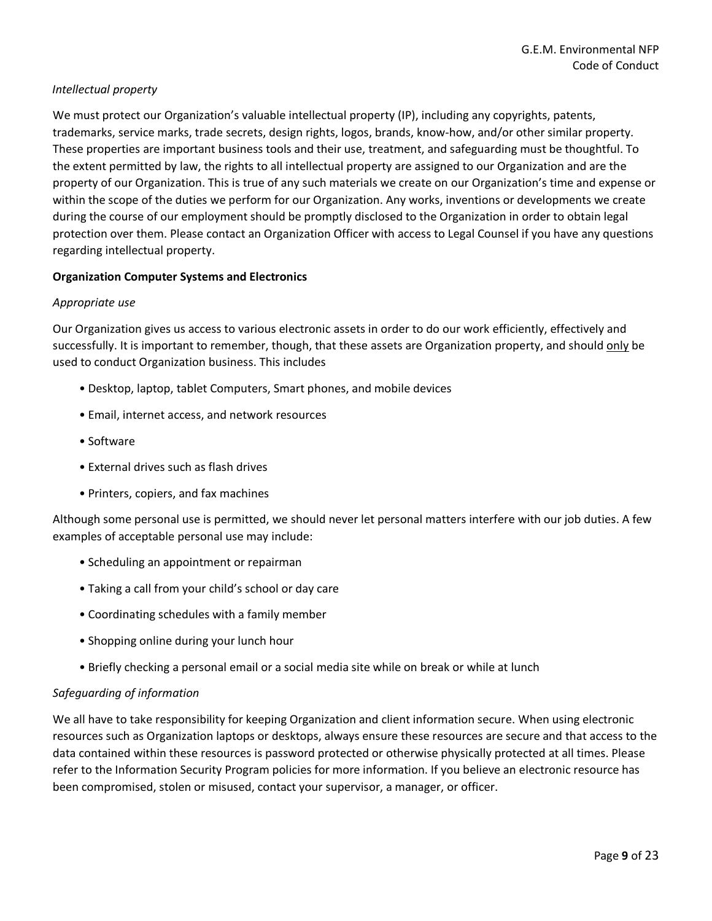*Intellectual property*

We must protect our Organization's valuable intellectual property (IP), including any copyrights, patents, trademarks, service marks, trade secrets, design rights, logos, brands, know-how, and/or other similar property. These properties are important business tools and their use, treatment, and safeguarding must be thoughtful. To the extent permitted by law, the rights to all intellectual property are assigned to our Organization and are the property of our Organization. This is true of any such materials we create on our Organization's time and expense or within the scope of the duties we perform for our Organization. Any works, inventions or developments we create during the course of our employment should be promptly disclosed to the Organization in order to obtain legal protection over them. Please contact an Organization Officer with access to Legal Counsel if you have any questions regarding intellectual property.

**Organization Computer Systems and Electronics**

*Appropriate use*

Our Organization gives us access to various electronic assets in order to do our work efficiently, effectively and successfully. It is important to remember, though, that these assets are Organization property, and should <u>only</u> be used to conduct Organization business. This includes

- Desktop, laptop, tablet Computers, Smart phones, and mobile devices
- Email, internet access, and network resources
- Software
- External drives such as flash drives
- Printers, copiers, and fax machines

Although some personal use is permitted, we should never let personal matters interfere with our job duties. A few examples of acceptable personal use may include:

- Scheduling an appointment or repairman
- Taking a call from your child's school or day care
- Coordinating schedules with a family member
- Shopping online during your lunch hour
- Briefly checking a personal email or a social media site while on break or while at lunch

*Safeguarding of information*

We all have to take responsibility for keeping Organization and client information secure. When using electronic resources such as Organization laptops or desktops, always ensure these resources are secure and that access to the data contained within these resources is password protected or otherwise physically protected at all times. Please refer to the Information Security Program policies for more information. If you believe an electronic resource has been compromised, stolen or misused, contact your supervisor, a manager, or officer.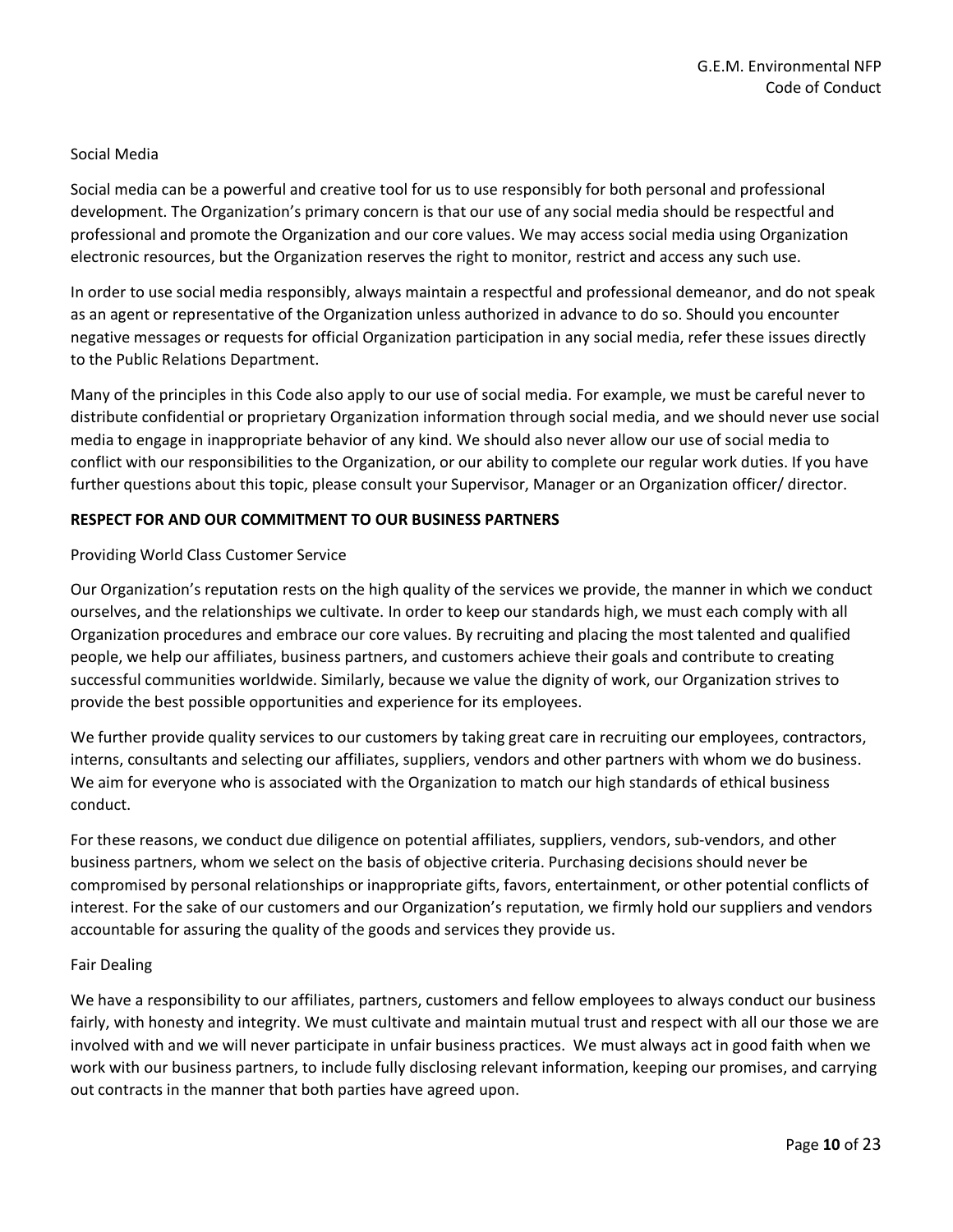Social Media

Social media can be a powerful and creative tool for us to use responsibly for both personal and professional development. The Organization's primary concern is that our use of any social media should be respectful and professional and promote the Organization and our core values. We may access social media using Organization electronic resources, but the Organization reserves the right to monitor, restrict and access any such use.

In order to use social media responsibly, always maintain a respectful and professional demeanor, and do not speak as an agent or representative of the Organization unless authorized in advance to do so. Should you encounter negative messages or requests for official Organization participation in any social media, refer these issues directly to the Public Relations Department.

Many of the principles in this Code also apply to our use of social media. For example, we must be careful never to distribute confidential or proprietary Organization information through social media, and we should never use social media to engage in inappropriate behavior of any kind. We should also never allow our use of social media to conflict with our responsibilities to the Organization, or our ability to complete our regular work duties. If you have further questions about this topic, please consult your Supervisor, Manager or an Organization officer/ director.

## RESPECT FOR AND OUR COMMITMENT TO OUR BUSINESS PARTNERS

Providing World Class Customer Service

Our Organization's reputation rests on the high quality of the services we provide, the manner in which we conduct ourselves, and the relationships we cultivate. In order to keep our standards high, we must each comply with all Organization procedures and embrace our core values. By recruiting and placing the most talented and qualified people, we help our affiliates, business partners, and customers achieve their goals and contribute to creating successful communities worldwide. Similarly, because we value the dignity of work, our Organization strives to provide the best possible opportunities and experience for its employees.

We further provide quality services to our customers by taking great care in recruiting our employees, contractors, interns, consultants and selecting our affiliates, suppliers, vendors and other partners with whom we do business. We aim for everyone who is associated with the Organization to match our high standards of ethical business conduct.

For these reasons, we conduct due diligence on potential affiliates, suppliers, vendors, sub-vendors, and other business partners, whom we select on the basis of objective criteria. Purchasing decisions should never be compromised by personal relationships or inappropriate gifts, favors, entertainment, or other potential conflicts of interest. For the sake of our customers and our Organization's reputation, we firmly hold our suppliers and vendors accountable for assuring the quality of the goods and services they provide us.

Fair Dealing

We have a responsibility to our affiliates, partners, customers and fellow employees to always conduct our business fairly, with honesty and integrity. We must cultivate and maintain mutual trust and respect with all our those we are involved with and we will never participate in unfair business practices. We must always act in good faith when we work with our business partners, to include fully disclosing relevant information, keeping our promises, and carrying out contracts in the manner that both parties have agreed upon.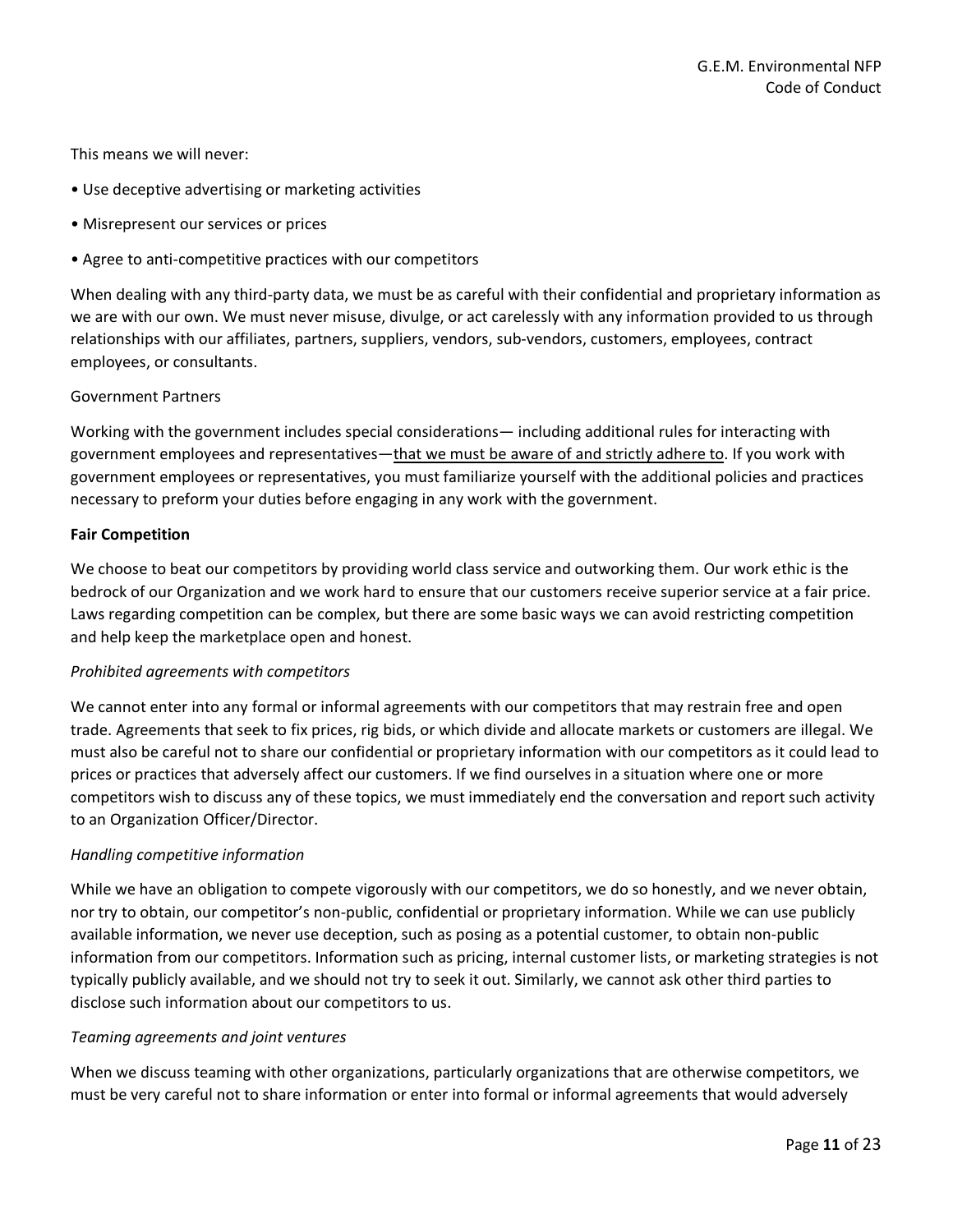This means we will never:

- Use deceptive advertising or marketing activities
- Misrepresent our services or prices
- Agree to anti-competitive practices with our competitors

When dealing with any third-party data, we must be as careful with their confidential and proprietary information as we are with our own. We must never misuse, divulge, or act carelessly with any information provided to us through relationships with our affiliates, partners, suppliers, vendors, sub-vendors, customers, employees, contract employees, or consultants.

Government Partners

Working with the government includes special considerations— including additional rules for interacting with government employees and representatives—<u>that we must be aware of and strictly adhere to</u>. If you work with government employees or representatives, you must familiarize yourself with the additional policies and practices necessary to preform your duties before engaging in any work with the government.

**Fair Competition**

We choose to beat our competitors by providing world class service and outworking them. Our work ethic is the bedrock of our Organization and we work hard to ensure that our customers receive superior service at a fair price. Laws regarding competition can be complex, but there are some basic ways we can avoid restricting competition and help keep the marketplace open and honest.

*Prohibited agreements with competitors*

We cannot enter into any formal or informal agreements with our competitors that may restrain free and open trade. Agreements that seek to fix prices, rig bids, or which divide and allocate markets or customers are illegal. We must also be careful not to share our confidential or proprietary information with our competitors as it could lead to prices or practices that adversely affect our customers. If we find ourselves in a situation where one or more competitors wish to discuss any of these topics, we must immediately end the conversation and report such activity to an Organization Officer/Director.

*Handling competitive information*

While we have an obligation to compete vigorously with our competitors, we do so honestly, and we never obtain, nor try to obtain, our competitor's non-public, confidential or proprietary information. While we can use publicly available information, we never use deception, such as posing as a potential customer, to obtain non-public information from our competitors. Information such as pricing, internal customer lists, or marketing strategies is not typically publicly available, and we should not try to seek it out. Similarly, we cannot ask other third parties to disclose such information about our competitors to us.

*Teaming agreements and joint ventures*

When we discuss teaming with other organizations, particularly organizations that are otherwise competitors, we must be very careful not to share information or enter into formal or informal agreements that would adversely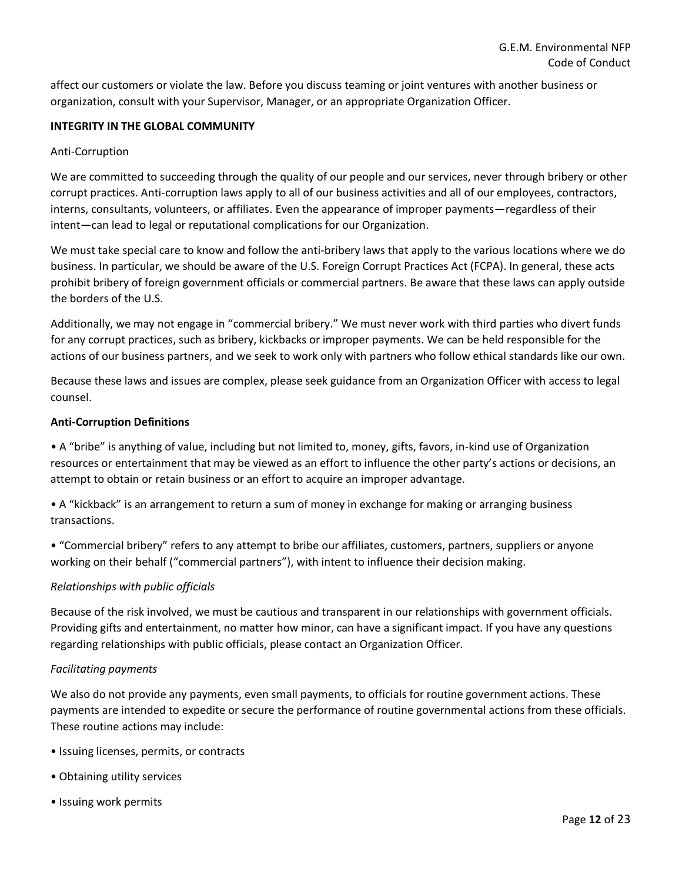affect our customers or violate the law. Before you discuss teaming or joint ventures with another business or organization, consult with your Supervisor, Manager, or an appropriate Organization Officer.

**INTEGRITY IN THE GLOBAL COMMUNITY**

Anti-Corruption

We are committed to succeeding through the quality of our people and our services, never through bribery or other corrupt practices. Anti-corruption laws apply to all of our business activities and all of our employees, contractors, interns, consultants, volunteers, or affiliates. Even the appearance of improper payments—regardless of their intent—can lead to legal or reputational complications for our Organization.

We must take special care to know and follow the anti-bribery laws that apply to the various locations where we do business. In particular, we should be aware of the U.S. Foreign Corrupt Practices Act (FCPA). In general, these acts prohibit bribery of foreign government officials or commercial partners. Be aware that these laws can apply outside the borders of the U.S.

Additionally, we may not engage in "commercial bribery." We must never work with third parties who divert funds for any corrupt practices, such as bribery, kickbacks or improper payments. We can be held responsible for the actions of our business partners, and we seek to work only with partners who follow ethical standards like our own.

Because these laws and issues are complex, please seek guidance from an Organization Officer with access to legal counsel.

**Anti-Corruption Definitions**

- A "bribe" is anything of value, including but not limited to, money, gifts, favors, in-kind use of Organization resources or entertainment that may be viewed as an effort to influence the other party's actions or decisions, an attempt to obtain or retain business or an effort to acquire an improper advantage.
- A "kickback" is an arrangement to return a sum of money in exchange for making or arranging business transactions.
- "Commercial bribery" refers to any attempt to bribe our affiliates, customers, partners, suppliers or anyone working on their behalf ("commercial partners"), with intent to influence their decision making.

*Relationships with public officials*

Because of the risk involved, we must be cautious and transparent in our relationships with government officials. Providing gifts and entertainment, no matter how minor, can have a significant impact. If you have any questions regarding relationships with public officials, please contact an Organization Officer.

*Facilitating payments*

We also do not provide any payments, even small payments, to officials for routine government actions. These payments are intended to expedite or secure the performance of routine governmental actions from these officials. These routine actions may include:

- Issuing licenses, permits, or contracts
- Obtaining utility services
- Issuing work permits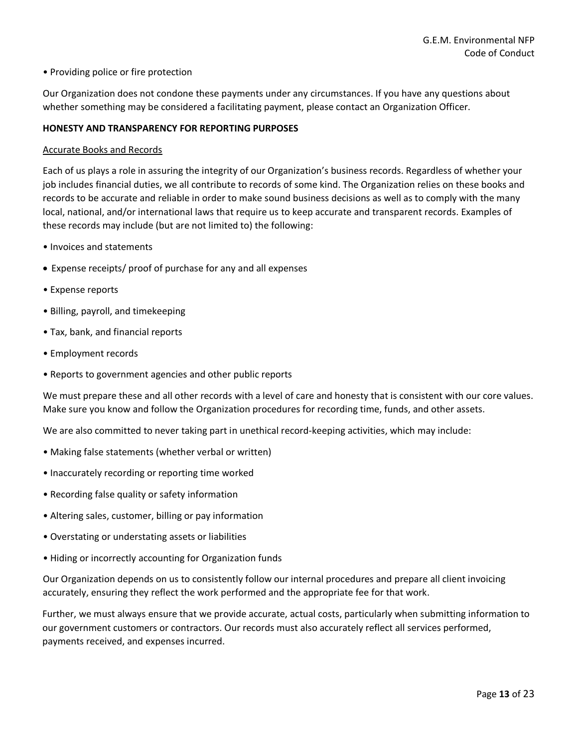- Providing police or fire protection

Our Organization does not condone these payments under any circumstances. If you have any questions about whether something may be considered a facilitating payment, please contact an Organization Officer.

**HONESTY AND TRANSPARENCY FOR REPORTING PURPOSES**

Accurate Books and Records

Each of us plays a role in assuring the integrity of our Organization's business records. Regardless of whether your job includes financial duties, we all contribute to records of some kind. The Organization relies on these books and records to be accurate and reliable in order to make sound business decisions as well as to comply with the many local, national, and/or international laws that require us to keep accurate and transparent records. Examples of these records may include (but are not limited to) the following:

- Invoices and statements
- Expense receipts/ proof of purchase for any and all expenses
- Expense reports
- Billing, payroll, and timekeeping
- Tax, bank, and financial reports
- Employment records
- Reports to government agencies and other public reports

We must prepare these and all other records with a level of care and honesty that is consistent with our core values. Make sure you know and follow the Organization procedures for recording time, funds, and other assets.

We are also committed to never taking part in unethical record-keeping activities, which may include:

- Making false statements (whether verbal or written)
- Inaccurately recording or reporting time worked
- Recording false quality or safety information
- Altering sales, customer, billing or pay information
- Overstating or understating assets or liabilities
- Hiding or incorrectly accounting for Organization funds

Our Organization depends on us to consistently follow our internal procedures and prepare all client invoicing accurately, ensuring they reflect the work performed and the appropriate fee for that work.

Further, we must always ensure that we provide accurate, actual costs, particularly when submitting information to our government customers or contractors. Our records must also accurately reflect all services performed, payments received, and expenses incurred.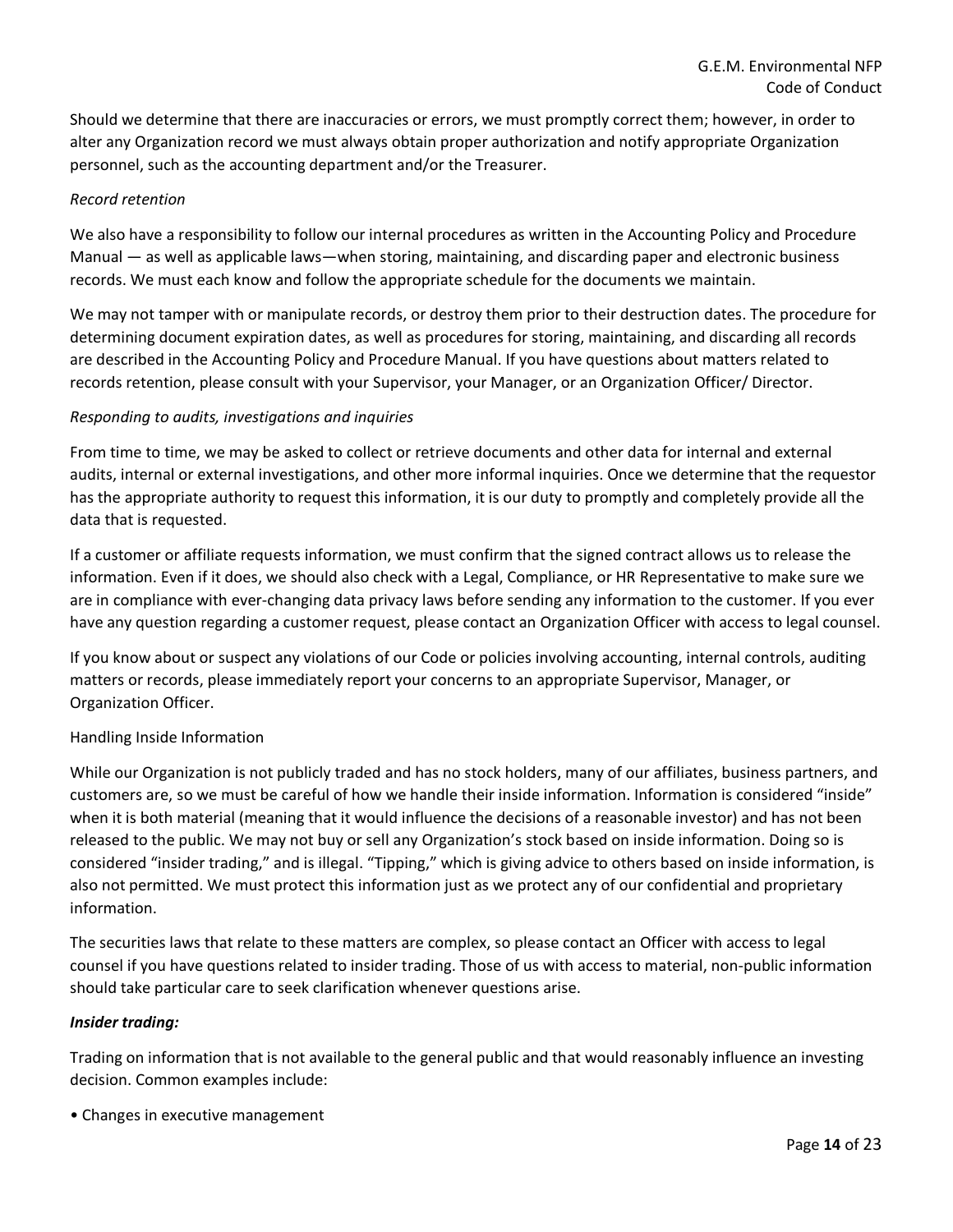Should we determine that there are inaccuracies or errors, we must promptly correct them; however, in order to alter any Organization record we must always obtain proper authorization and notify appropriate Organization personnel, such as the accounting department and/or the Treasurer.

*Record retention*

We also have a responsibility to follow our internal procedures as written in the Accounting Policy and Procedure Manual — as well as applicable laws—when storing, maintaining, and discarding paper and electronic business records. We must each know and follow the appropriate schedule for the documents we maintain.

We may not tamper with or manipulate records, or destroy them prior to their destruction dates. The procedure for determining document expiration dates, as well as procedures for storing, maintaining, and discarding all records are described in the Accounting Policy and Procedure Manual. If you have questions about matters related to records retention, please consult with your Supervisor, your Manager, or an Organization Officer/ Director.

*Responding to audits, investigations and inquiries*

From time to time, we may be asked to collect or retrieve documents and other data for internal and external audits, internal or external investigations, and other more informal inquiries. Once we determine that the requestor has the appropriate authority to request this information, it is our duty to promptly and completely provide all the data that is requested.

If a customer or affiliate requests information, we must confirm that the signed contract allows us to release the information. Even if it does, we should also check with a Legal, Compliance, or HR Representative to make sure we are in compliance with ever-changing data privacy laws before sending any information to the customer. If you ever have any question regarding a customer request, please contact an Organization Officer with access to legal counsel.

If you know about or suspect any violations of our Code or policies involving accounting, internal controls, auditing matters or records, please immediately report your concerns to an appropriate Supervisor, Manager, or Organization Officer.

Handling Inside Information

While our Organization is not publicly traded and has no stock holders, many of our affiliates, business partners, and customers are, so we must be careful of how we handle their inside information. Information is considered "inside" when it is both material (meaning that it would influence the decisions of a reasonable investor) and has not been released to the public. We may not buy or sell any Organization's stock based on inside information. Doing so is considered "insider trading," and is illegal. "Tipping," which is giving advice to others based on inside information, is also not permitted. We must protect this information just as we protect any of our confidential and proprietary information.

The securities laws that relate to these matters are complex, so please contact an Officer with access to legal counsel if you have questions related to insider trading. Those of us with access to material, non-public information should take particular care to seek clarification whenever questions arise.

***Insider trading:***

Trading on information that is not available to the general public and that would reasonably influence an investing decision. Common examples include:

• Changes in executive management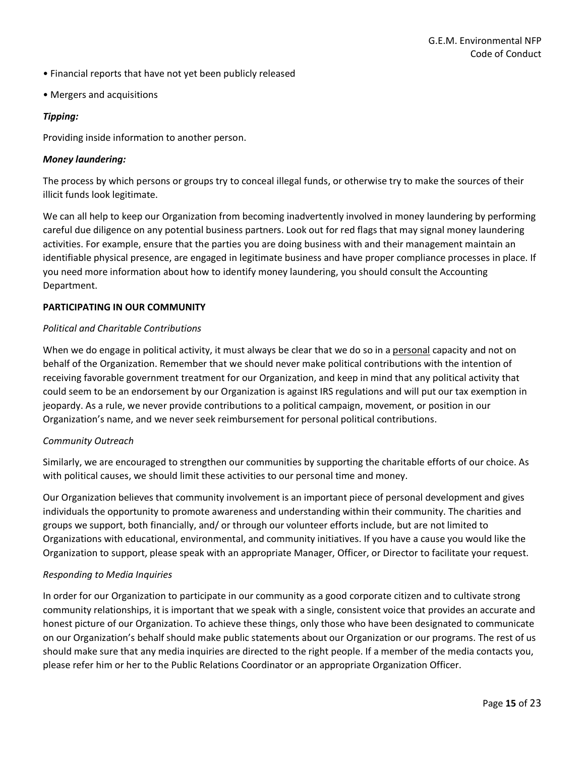- Financial reports that have not yet been publicly released
- Mergers and acquisitions

***Tipping:***

Providing inside information to another person.

***Money laundering:***

The process by which persons or groups try to conceal illegal funds, or otherwise try to make the sources of their illicit funds look legitimate.

We can all help to keep our Organization from becoming inadvertently involved in money laundering by performing careful due diligence on any potential business partners. Look out for red flags that may signal money laundering activities. For example, ensure that the parties you are doing business with and their management maintain an identifiable physical presence, are engaged in legitimate business and have proper compliance processes in place. If you need more information about how to identify money laundering, you should consult the Accounting Department.

**PARTICIPATING IN OUR COMMUNITY**

*Political and Charitable Contributions*

When we do engage in political activity, it must always be clear that we do so in a <u>personal</u> capacity and not on behalf of the Organization. Remember that we should never make political contributions with the intention of receiving favorable government treatment for our Organization, and keep in mind that any political activity that could seem to be an endorsement by our Organization is against IRS regulations and will put our tax exemption in jeopardy. As a rule, we never provide contributions to a political campaign, movement, or position in our Organization's name, and we never seek reimbursement for personal political contributions.

*Community Outreach*

Similarly, we are encouraged to strengthen our communities by supporting the charitable efforts of our choice. As with political causes, we should limit these activities to our personal time and money.

Our Organization believes that community involvement is an important piece of personal development and gives individuals the opportunity to promote awareness and understanding within their community. The charities and groups we support, both financially, and/ or through our volunteer efforts include, but are not limited to Organizations with educational, environmental, and community initiatives. If you have a cause you would like the Organization to support, please speak with an appropriate Manager, Officer, or Director to facilitate your request.

*Responding to Media Inquiries*

In order for our Organization to participate in our community as a good corporate citizen and to cultivate strong community relationships, it is important that we speak with a single, consistent voice that provides an accurate and honest picture of our Organization. To achieve these things, only those who have been designated to communicate on our Organization's behalf should make public statements about our Organization or our programs. The rest of us should make sure that any media inquiries are directed to the right people. If a member of the media contacts you, please refer him or her to the Public Relations Coordinator or an appropriate Organization Officer.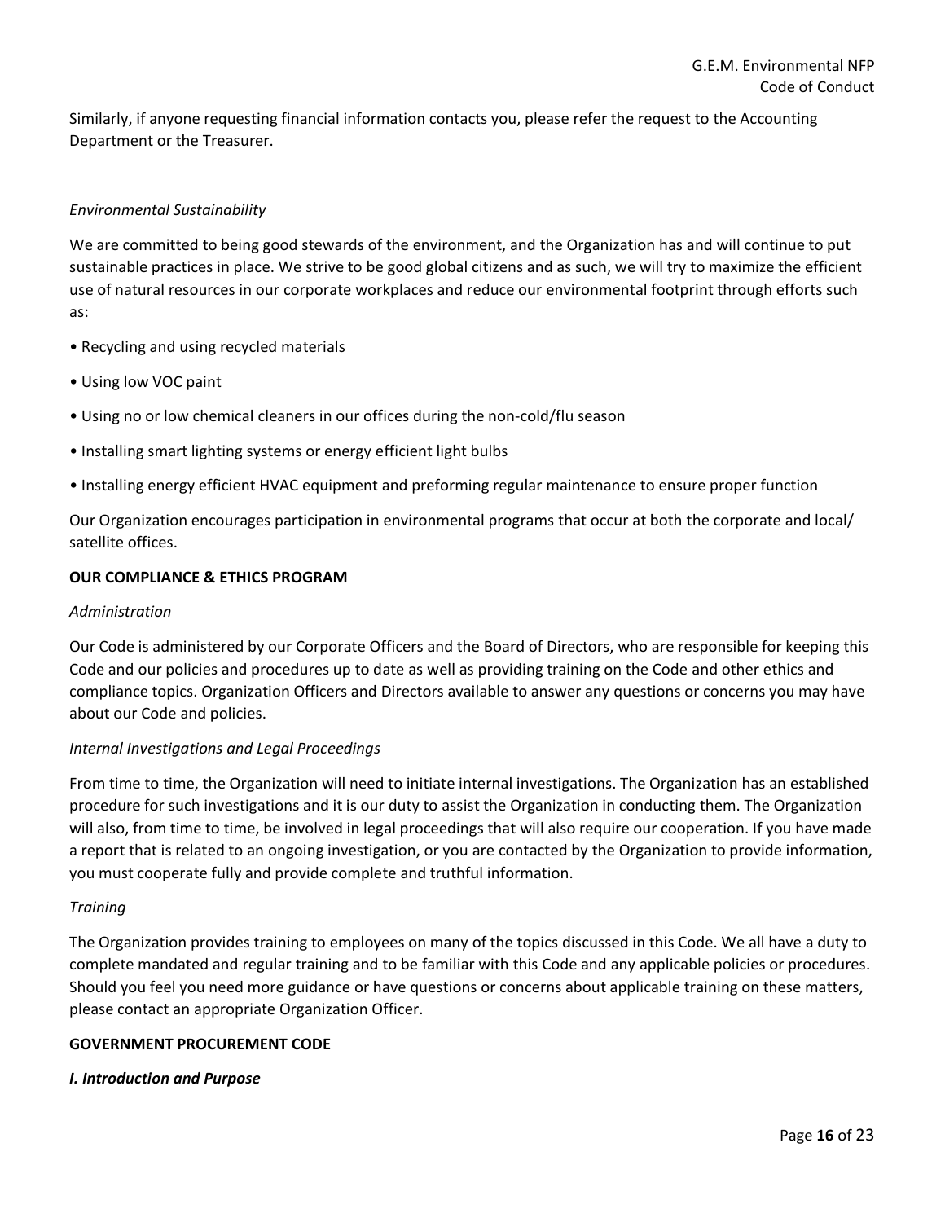Similarly, if anyone requesting financial information contacts you, please refer the request to the Accounting Department or the Treasurer.

*Environmental Sustainability*

We are committed to being good stewards of the environment, and the Organization has and will continue to put sustainable practices in place. We strive to be good global citizens and as such, we will try to maximize the efficient use of natural resources in our corporate workplaces and reduce our environmental footprint through efforts such as:

- Recycling and using recycled materials
- Using low VOC paint
- Using no or low chemical cleaners in our offices during the non-cold/flu season
- Installing smart lighting systems or energy efficient light bulbs
- Installing energy efficient HVAC equipment and preforming regular maintenance to ensure proper function

Our Organization encourages participation in environmental programs that occur at both the corporate and local/ satellite offices.

**OUR COMPLIANCE & ETHICS PROGRAM**

*Administration*

Our Code is administered by our Corporate Officers and the Board of Directors, who are responsible for keeping this Code and our policies and procedures up to date as well as providing training on the Code and other ethics and compliance topics. Organization Officers and Directors available to answer any questions or concerns you may have about our Code and policies.

*Internal Investigations and Legal Proceedings*

From time to time, the Organization will need to initiate internal investigations. The Organization has an established procedure for such investigations and it is our duty to assist the Organization in conducting them. The Organization will also, from time to time, be involved in legal proceedings that will also require our cooperation. If you have made a report that is related to an ongoing investigation, or you are contacted by the Organization to provide information, you must cooperate fully and provide complete and truthful information.

*Training*

The Organization provides training to employees on many of the topics discussed in this Code. We all have a duty to complete mandated and regular training and to be familiar with this Code and any applicable policies or procedures. Should you feel you need more guidance or have questions or concerns about applicable training on these matters, please contact an appropriate Organization Officer.

**GOVERNMENT PROCUREMENT CODE**

***I. Introduction and Purpose***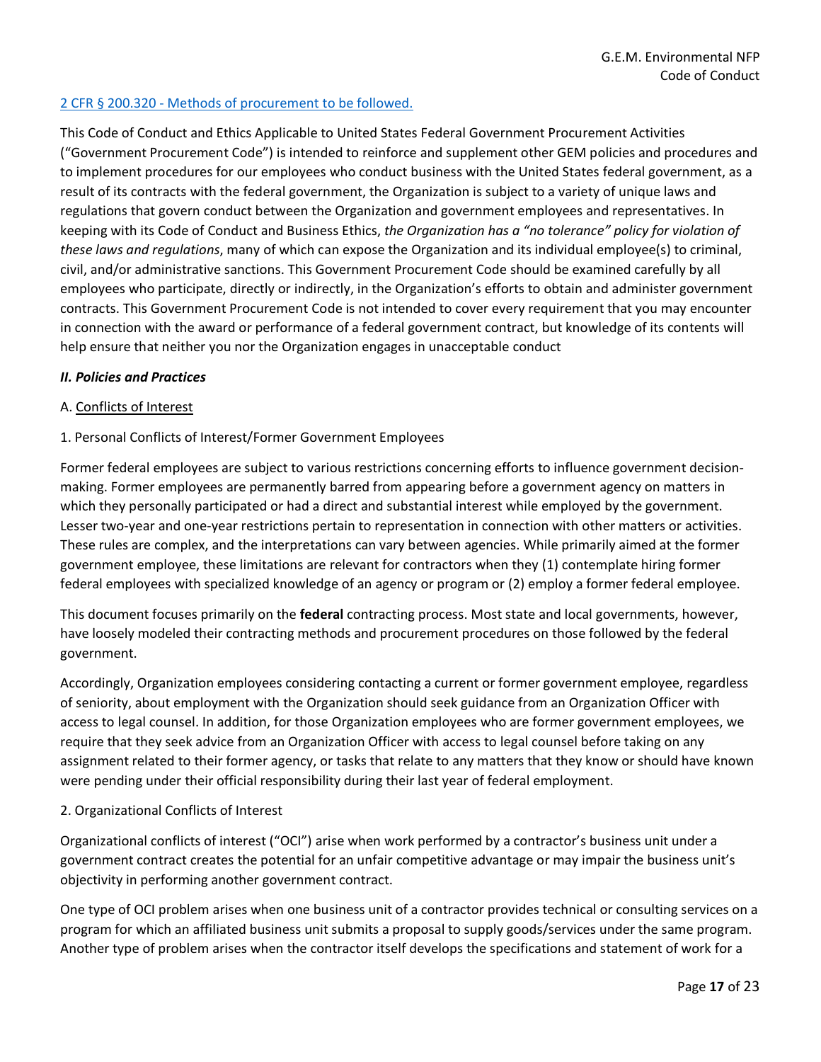[2 CFR § 200.320 - Methods of procurement to be followed.]

This Code of Conduct and Ethics Applicable to United States Federal Government Procurement Activities ("Government Procurement Code") is intended to reinforce and supplement other GEM policies and procedures and to implement procedures for our employees who conduct business with the United States federal government, as a result of its contracts with the federal government, the Organization is subject to a variety of unique laws and regulations that govern conduct between the Organization and government employees and representatives. In keeping with its Code of Conduct and Business Ethics, *the Organization has a "no tolerance" policy for violation of these laws and regulations*, many of which can expose the Organization and its individual employee(s) to criminal, civil, and/or administrative sanctions. This Government Procurement Code should be examined carefully by all employees who participate, directly or indirectly, in the Organization's efforts to obtain and administer government contracts. This Government Procurement Code is not intended to cover every requirement that you may encounter in connection with the award or performance of a federal government contract, but knowledge of its contents will help ensure that neither you nor the Organization engages in unacceptable conduct

***II. Policies and Practices***

A. Conflicts of Interest

1. Personal Conflicts of Interest/Former Government Employees

Former federal employees are subject to various restrictions concerning efforts to influence government decision-making. Former employees are permanently barred from appearing before a government agency on matters in which they personally participated or had a direct and substantial interest while employed by the government. Lesser two-year and one-year restrictions pertain to representation in connection with other matters or activities. These rules are complex, and the interpretations can vary between agencies. While primarily aimed at the former government employee, these limitations are relevant for contractors when they (1) contemplate hiring former federal employees with specialized knowledge of an agency or program or (2) employ a former federal employee.

This document focuses primarily on the **federal** contracting process. Most state and local governments, however, have loosely modeled their contracting methods and procurement procedures on those followed by the federal government.

Accordingly, Organization employees considering contacting a current or former government employee, regardless of seniority, about employment with the Organization should seek guidance from an Organization Officer with access to legal counsel. In addition, for those Organization employees who are former government employees, we require that they seek advice from an Organization Officer with access to legal counsel before taking on any assignment related to their former agency, or tasks that relate to any matters that they know or should have known were pending under their official responsibility during their last year of federal employment.

2. Organizational Conflicts of Interest

Organizational conflicts of interest ("OCI") arise when work performed by a contractor's business unit under a government contract creates the potential for an unfair competitive advantage or may impair the business unit's objectivity in performing another government contract.

One type of OCI problem arises when one business unit of a contractor provides technical or consulting services on a program for which an affiliated business unit submits a proposal to supply goods/services under the same program. Another type of problem arises when the contractor itself develops the specifications and statement of work for a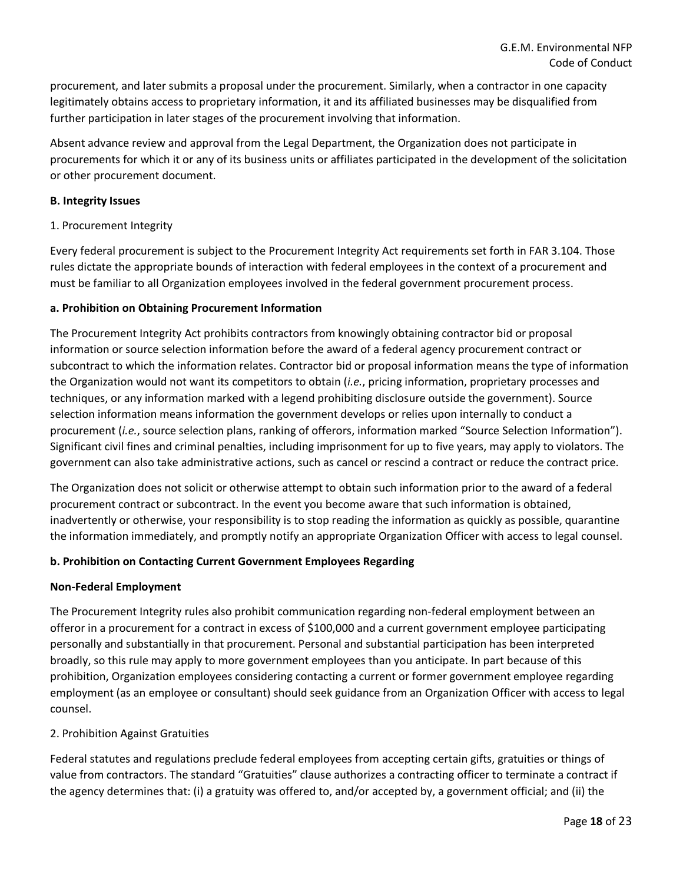procurement, and later submits a proposal under the procurement. Similarly, when a contractor in one capacity legitimately obtains access to proprietary information, it and its affiliated businesses may be disqualified from further participation in later stages of the procurement involving that information.

Absent advance review and approval from the Legal Department, the Organization does not participate in procurements for which it or any of its business units or affiliates participated in the development of the solicitation or other procurement document.

**B. Integrity Issues**

1. Procurement Integrity

Every federal procurement is subject to the Procurement Integrity Act requirements set forth in FAR 3.104. Those rules dictate the appropriate bounds of interaction with federal employees in the context of a procurement and must be familiar to all Organization employees involved in the federal government procurement process.

**a. Prohibition on Obtaining Procurement Information**

The Procurement Integrity Act prohibits contractors from knowingly obtaining contractor bid or proposal information or source selection information before the award of a federal agency procurement contract or subcontract to which the information relates. Contractor bid or proposal information means the type of information the Organization would not want its competitors to obtain (*i.e.*, pricing information, proprietary processes and techniques, or any information marked with a legend prohibiting disclosure outside the government). Source selection information means information the government develops or relies upon internally to conduct a procurement (*i.e.*, source selection plans, ranking of offerors, information marked "Source Selection Information"). Significant civil fines and criminal penalties, including imprisonment for up to five years, may apply to violators. The government can also take administrative actions, such as cancel or rescind a contract or reduce the contract price.

The Organization does not solicit or otherwise attempt to obtain such information prior to the award of a federal procurement contract or subcontract. In the event you become aware that such information is obtained, inadvertently or otherwise, your responsibility is to stop reading the information as quickly as possible, quarantine the information immediately, and promptly notify an appropriate Organization Officer with access to legal counsel.

**b. Prohibition on Contacting Current Government Employees Regarding Non-Federal Employment**

The Procurement Integrity rules also prohibit communication regarding non-federal employment between an offeror in a procurement for a contract in excess of $100,000 and a current government employee participating personally and substantially in that procurement. Personal and substantial participation has been interpreted broadly, so this rule may apply to more government employees than you anticipate. In part because of this prohibition, Organization employees considering contacting a current or former government employee regarding employment (as an employee or consultant) should seek guidance from an Organization Officer with access to legal counsel.

2. Prohibition Against Gratuities

Federal statutes and regulations preclude federal employees from accepting certain gifts, gratuities or things of value from contractors. The standard "Gratuities" clause authorizes a contracting officer to terminate a contract if the agency determines that: (i) a gratuity was offered to, and/or accepted by, a government official; and (ii) the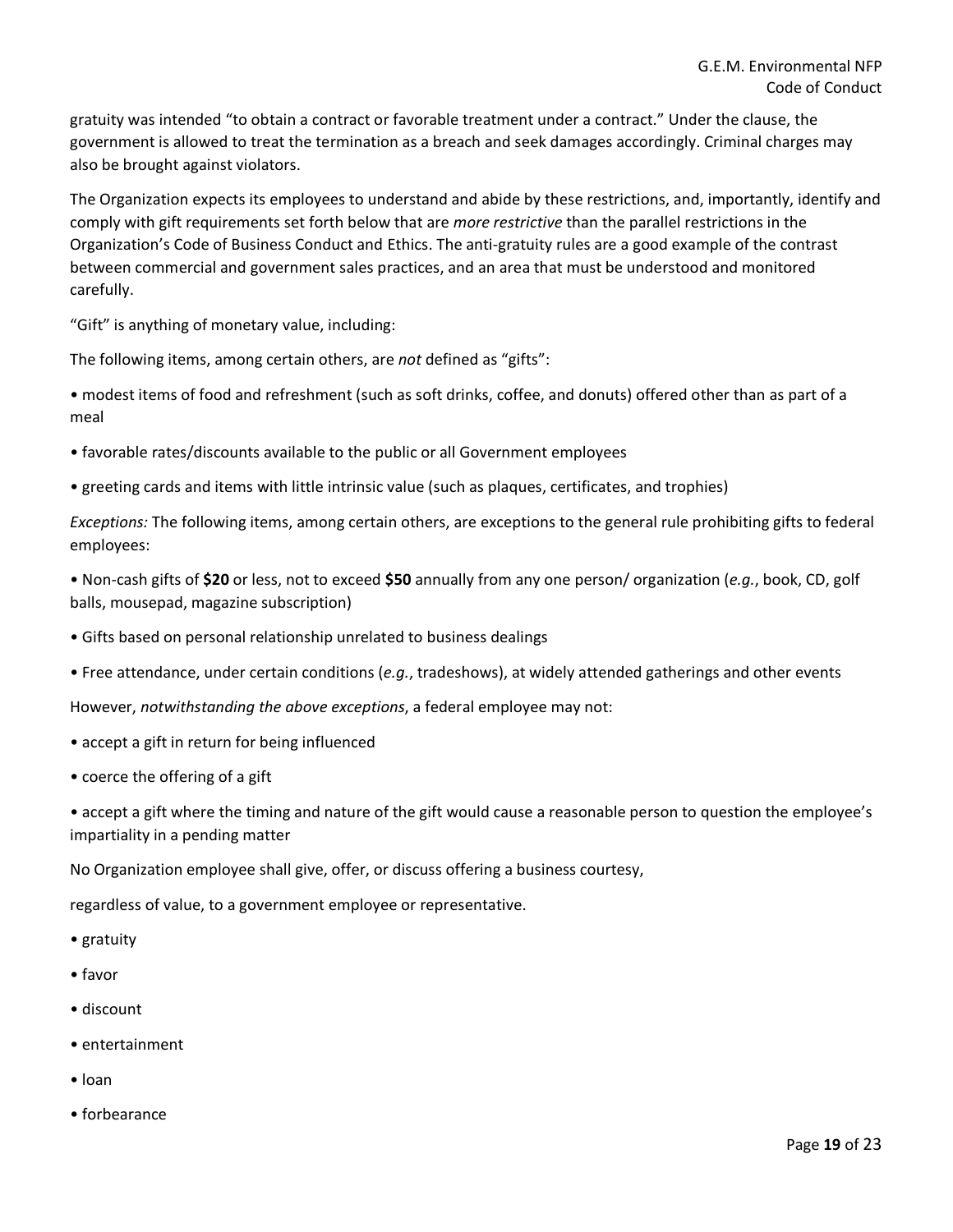gratuity was intended "to obtain a contract or favorable treatment under a contract." Under the clause, the government is allowed to treat the termination as a breach and seek damages accordingly. Criminal charges may also be brought against violators.

The Organization expects its employees to understand and abide by these restrictions, and, importantly, identify and comply with gift requirements set forth below that are *more restrictive* than the parallel restrictions in the Organization's Code of Business Conduct and Ethics. The anti-gratuity rules are a good example of the contrast between commercial and government sales practices, and an area that must be understood and monitored carefully.

"Gift" is anything of monetary value, including:

The following items, among certain others, are *not* defined as "gifts":

- modest items of food and refreshment (such as soft drinks, coffee, and donuts) offered other than as part of a meal
- favorable rates/discounts available to the public or all Government employees
- greeting cards and items with little intrinsic value (such as plaques, certificates, and trophies)

*Exceptions:* The following items, among certain others, are exceptions to the general rule prohibiting gifts to federal employees:

- Non-cash gifts of **$20** or less, not to exceed **$50** annually from any one person/ organization (*e.g.*, book, CD, golf balls, mousepad, magazine subscription)
- Gifts based on personal relationship unrelated to business dealings
- Free attendance, under certain conditions (*e.g.*, tradeshows), at widely attended gatherings and other events

However, *notwithstanding the above exceptions*, a federal employee may not:

- accept a gift in return for being influenced
- coerce the offering of a gift
- accept a gift where the timing and nature of the gift would cause a reasonable person to question the employee's impartiality in a pending matter

No Organization employee shall give, offer, or discuss offering a business courtesy,

regardless of value, to a government employee or representative.

- gratuity
- favor
- discount
- entertainment
- loan
- forbearance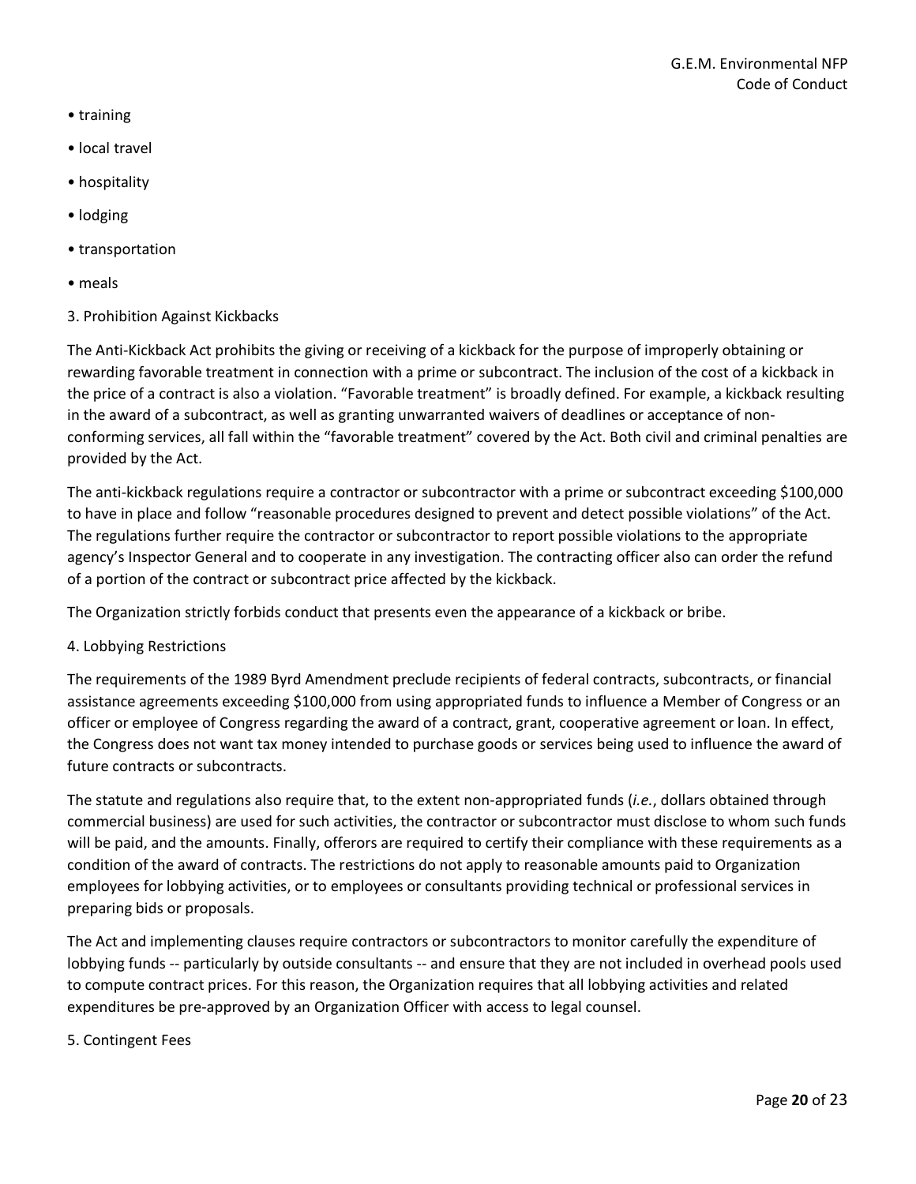- training
- local travel
- hospitality
- lodging
- transportation
- meals

3. Prohibition Against Kickbacks

The Anti-Kickback Act prohibits the giving or receiving of a kickback for the purpose of improperly obtaining or rewarding favorable treatment in connection with a prime or subcontract. The inclusion of the cost of a kickback in the price of a contract is also a violation. "Favorable treatment" is broadly defined. For example, a kickback resulting in the award of a subcontract, as well as granting unwarranted waivers of deadlines or acceptance of non-conforming services, all fall within the "favorable treatment" covered by the Act. Both civil and criminal penalties are provided by the Act.

The anti-kickback regulations require a contractor or subcontractor with a prime or subcontract exceeding $100,000 to have in place and follow "reasonable procedures designed to prevent and detect possible violations" of the Act. The regulations further require the contractor or subcontractor to report possible violations to the appropriate agency's Inspector General and to cooperate in any investigation. The contracting officer also can order the refund of a portion of the contract or subcontract price affected by the kickback.

The Organization strictly forbids conduct that presents even the appearance of a kickback or bribe.

4. Lobbying Restrictions

The requirements of the 1989 Byrd Amendment preclude recipients of federal contracts, subcontracts, or financial assistance agreements exceeding $100,000 from using appropriated funds to influence a Member of Congress or an officer or employee of Congress regarding the award of a contract, grant, cooperative agreement or loan. In effect, the Congress does not want tax money intended to purchase goods or services being used to influence the award of future contracts or subcontracts.

The statute and regulations also require that, to the extent non-appropriated funds (*i.e.*, dollars obtained through commercial business) are used for such activities, the contractor or subcontractor must disclose to whom such funds will be paid, and the amounts. Finally, offerors are required to certify their compliance with these requirements as a condition of the award of contracts. The restrictions do not apply to reasonable amounts paid to Organization employees for lobbying activities, or to employees or consultants providing technical or professional services in preparing bids or proposals.

The Act and implementing clauses require contractors or subcontractors to monitor carefully the expenditure of lobbying funds -- particularly by outside consultants -- and ensure that they are not included in overhead pools used to compute contract prices. For this reason, the Organization requires that all lobbying activities and related expenditures be pre-approved by an Organization Officer with access to legal counsel.

5. Contingent Fees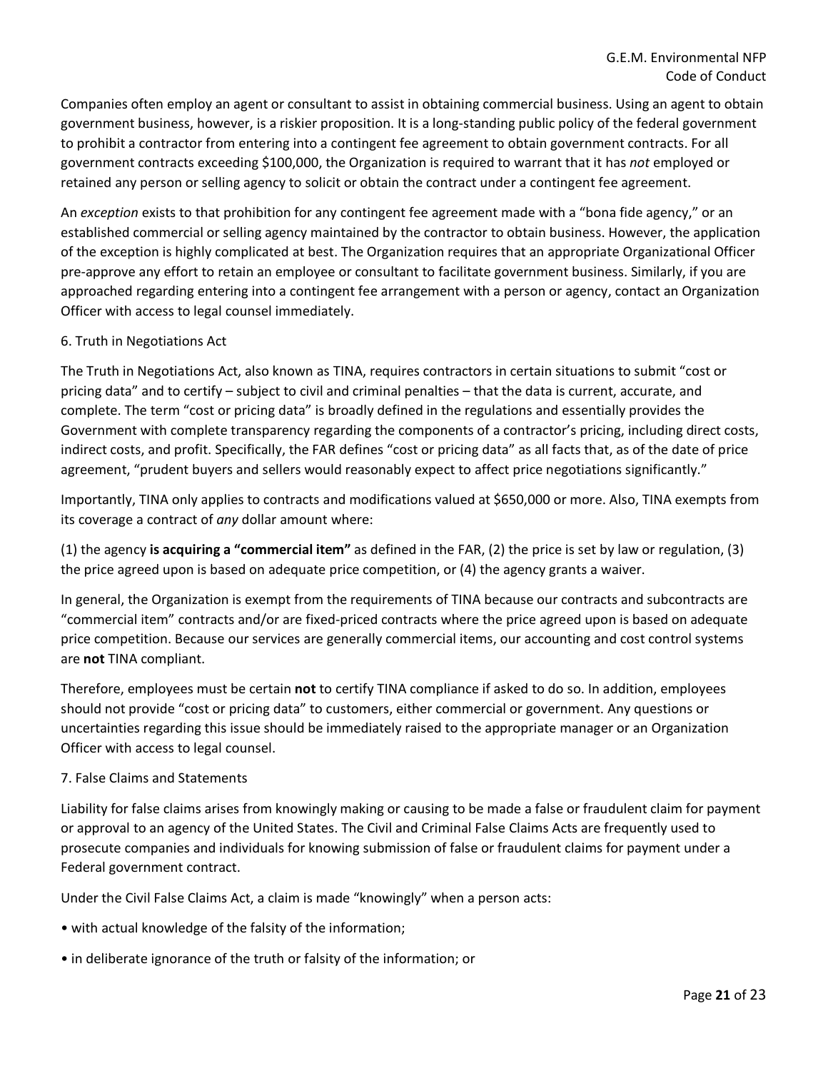Companies often employ an agent or consultant to assist in obtaining commercial business. Using an agent to obtain government business, however, is a riskier proposition. It is a long-standing public policy of the federal government to prohibit a contractor from entering into a contingent fee agreement to obtain government contracts. For all government contracts exceeding $100,000, the Organization is required to warrant that it has *not* employed or retained any person or selling agency to solicit or obtain the contract under a contingent fee agreement.

An *exception* exists to that prohibition for any contingent fee agreement made with a "bona fide agency," or an established commercial or selling agency maintained by the contractor to obtain business. However, the application of the exception is highly complicated at best. The Organization requires that an appropriate Organizational Officer pre-approve any effort to retain an employee or consultant to facilitate government business. Similarly, if you are approached regarding entering into a contingent fee arrangement with a person or agency, contact an Organization Officer with access to legal counsel immediately.

6. Truth in Negotiations Act

The Truth in Negotiations Act, also known as TINA, requires contractors in certain situations to submit "cost or pricing data" and to certify – subject to civil and criminal penalties – that the data is current, accurate, and complete. The term "cost or pricing data" is broadly defined in the regulations and essentially provides the Government with complete transparency regarding the components of a contractor's pricing, including direct costs, indirect costs, and profit. Specifically, the FAR defines "cost or pricing data" as all facts that, as of the date of price agreement, "prudent buyers and sellers would reasonably expect to affect price negotiations significantly."

Importantly, TINA only applies to contracts and modifications valued at $650,000 or more. Also, TINA exempts from its coverage a contract of *any* dollar amount where:

(1) the agency **is acquiring a "commercial item"** as defined in the FAR, (2) the price is set by law or regulation, (3) the price agreed upon is based on adequate price competition, or (4) the agency grants a waiver.

In general, the Organization is exempt from the requirements of TINA because our contracts and subcontracts are "commercial item" contracts and/or are fixed-priced contracts where the price agreed upon is based on adequate price competition. Because our services are generally commercial items, our accounting and cost control systems are **not** TINA compliant.

Therefore, employees must be certain **not** to certify TINA compliance if asked to do so. In addition, employees should not provide "cost or pricing data" to customers, either commercial or government. Any questions or uncertainties regarding this issue should be immediately raised to the appropriate manager or an Organization Officer with access to legal counsel.

7. False Claims and Statements

Liability for false claims arises from knowingly making or causing to be made a false or fraudulent claim for payment or approval to an agency of the United States. The Civil and Criminal False Claims Acts are frequently used to prosecute companies and individuals for knowing submission of false or fraudulent claims for payment under a Federal government contract.

Under the Civil False Claims Act, a claim is made "knowingly" when a person acts:

- with actual knowledge of the falsity of the information;
- in deliberate ignorance of the truth or falsity of the information; or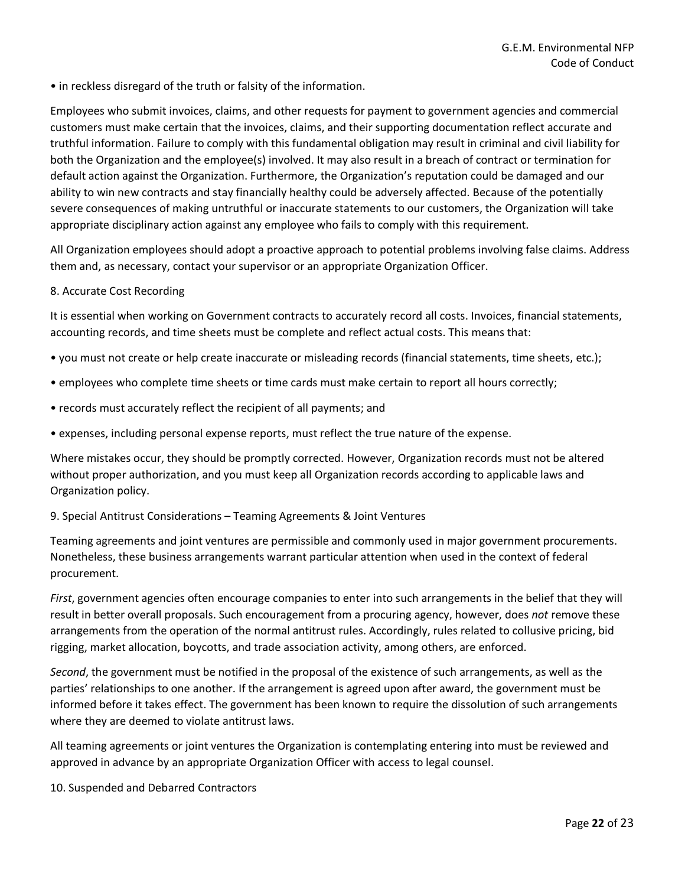• in reckless disregard of the truth or falsity of the information.

Employees who submit invoices, claims, and other requests for payment to government agencies and commercial customers must make certain that the invoices, claims, and their supporting documentation reflect accurate and truthful information. Failure to comply with this fundamental obligation may result in criminal and civil liability for both the Organization and the employee(s) involved. It may also result in a breach of contract or termination for default action against the Organization. Furthermore, the Organization's reputation could be damaged and our ability to win new contracts and stay financially healthy could be adversely affected. Because of the potentially severe consequences of making untruthful or inaccurate statements to our customers, the Organization will take appropriate disciplinary action against any employee who fails to comply with this requirement.

All Organization employees should adopt a proactive approach to potential problems involving false claims. Address them and, as necessary, contact your supervisor or an appropriate Organization Officer.

8. Accurate Cost Recording

It is essential when working on Government contracts to accurately record all costs. Invoices, financial statements, accounting records, and time sheets must be complete and reflect actual costs. This means that:

• you must not create or help create inaccurate or misleading records (financial statements, time sheets, etc.);

• employees who complete time sheets or time cards must make certain to report all hours correctly;

• records must accurately reflect the recipient of all payments; and

• expenses, including personal expense reports, must reflect the true nature of the expense.

Where mistakes occur, they should be promptly corrected. However, Organization records must not be altered without proper authorization, and you must keep all Organization records according to applicable laws and Organization policy.

9. Special Antitrust Considerations – Teaming Agreements & Joint Ventures

Teaming agreements and joint ventures are permissible and commonly used in major government procurements. Nonetheless, these business arrangements warrant particular attention when used in the context of federal procurement.

*First*, government agencies often encourage companies to enter into such arrangements in the belief that they will result in better overall proposals. Such encouragement from a procuring agency, however, does *not* remove these arrangements from the operation of the normal antitrust rules. Accordingly, rules related to collusive pricing, bid rigging, market allocation, boycotts, and trade association activity, among others, are enforced.

*Second*, the government must be notified in the proposal of the existence of such arrangements, as well as the parties' relationships to one another. If the arrangement is agreed upon after award, the government must be informed before it takes effect. The government has been known to require the dissolution of such arrangements where they are deemed to violate antitrust laws.

All teaming agreements or joint ventures the Organization is contemplating entering into must be reviewed and approved in advance by an appropriate Organization Officer with access to legal counsel.

10. Suspended and Debarred Contractors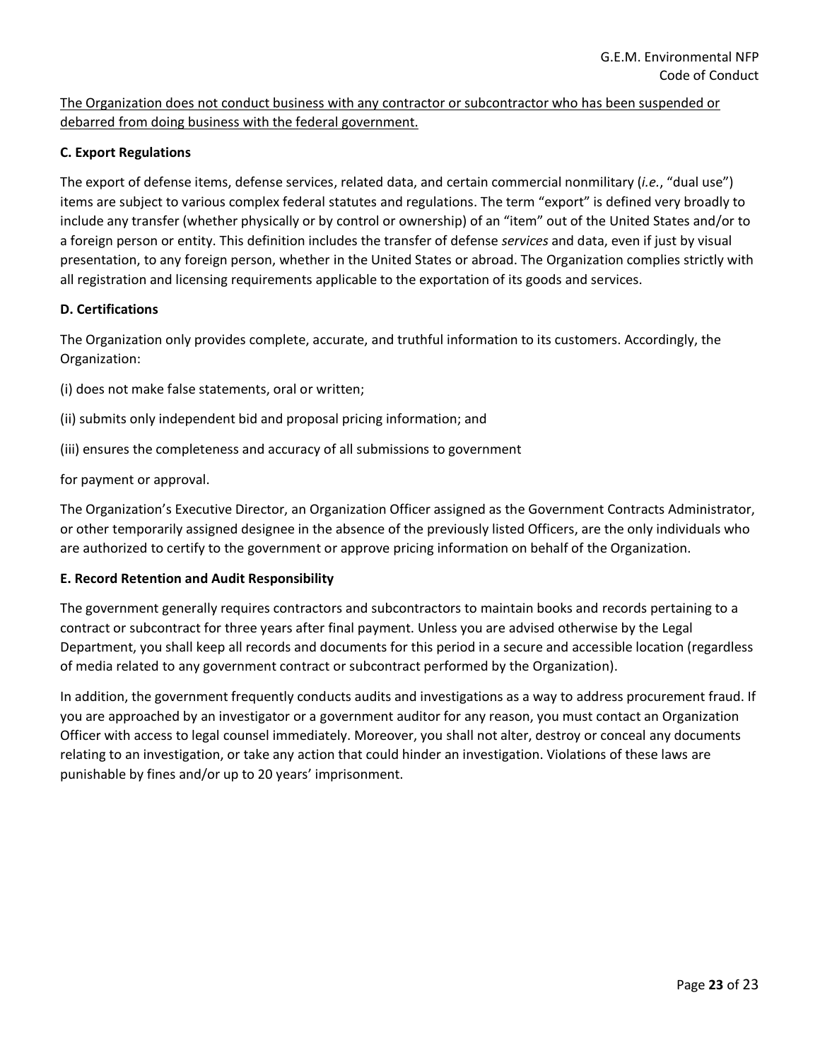<u>The Organization does not conduct business with any contractor or subcontractor who has been suspended or debarred from doing business with the federal government.</u>

**C. Export Regulations**

The export of defense items, defense services, related data, and certain commercial nonmilitary (*i.e.*, "dual use") items are subject to various complex federal statutes and regulations. The term "export" is defined very broadly to include any transfer (whether physically or by control or ownership) of an "item" out of the United States and/or to a foreign person or entity. This definition includes the transfer of defense *services* and data, even if just by visual presentation, to any foreign person, whether in the United States or abroad. The Organization complies strictly with all registration and licensing requirements applicable to the exportation of its goods and services.

**D. Certifications**

The Organization only provides complete, accurate, and truthful information to its customers. Accordingly, the Organization:

(i) does not make false statements, oral or written;

(ii) submits only independent bid and proposal pricing information; and

(iii) ensures the completeness and accuracy of all submissions to government

for payment or approval.

The Organization's Executive Director, an Organization Officer assigned as the Government Contracts Administrator, or other temporarily assigned designee in the absence of the previously listed Officers, are the only individuals who are authorized to certify to the government or approve pricing information on behalf of the Organization.

**E. Record Retention and Audit Responsibility**

The government generally requires contractors and subcontractors to maintain books and records pertaining to a contract or subcontract for three years after final payment. Unless you are advised otherwise by the Legal Department, you shall keep all records and documents for this period in a secure and accessible location (regardless of media related to any government contract or subcontract performed by the Organization).

In addition, the government frequently conducts audits and investigations as a way to address procurement fraud. If you are approached by an investigator or a government auditor for any reason, you must contact an Organization Officer with access to legal counsel immediately. Moreover, you shall not alter, destroy or conceal any documents relating to an investigation, or take any action that could hinder an investigation. Violations of these laws are punishable by fines and/or up to 20 years' imprisonment.